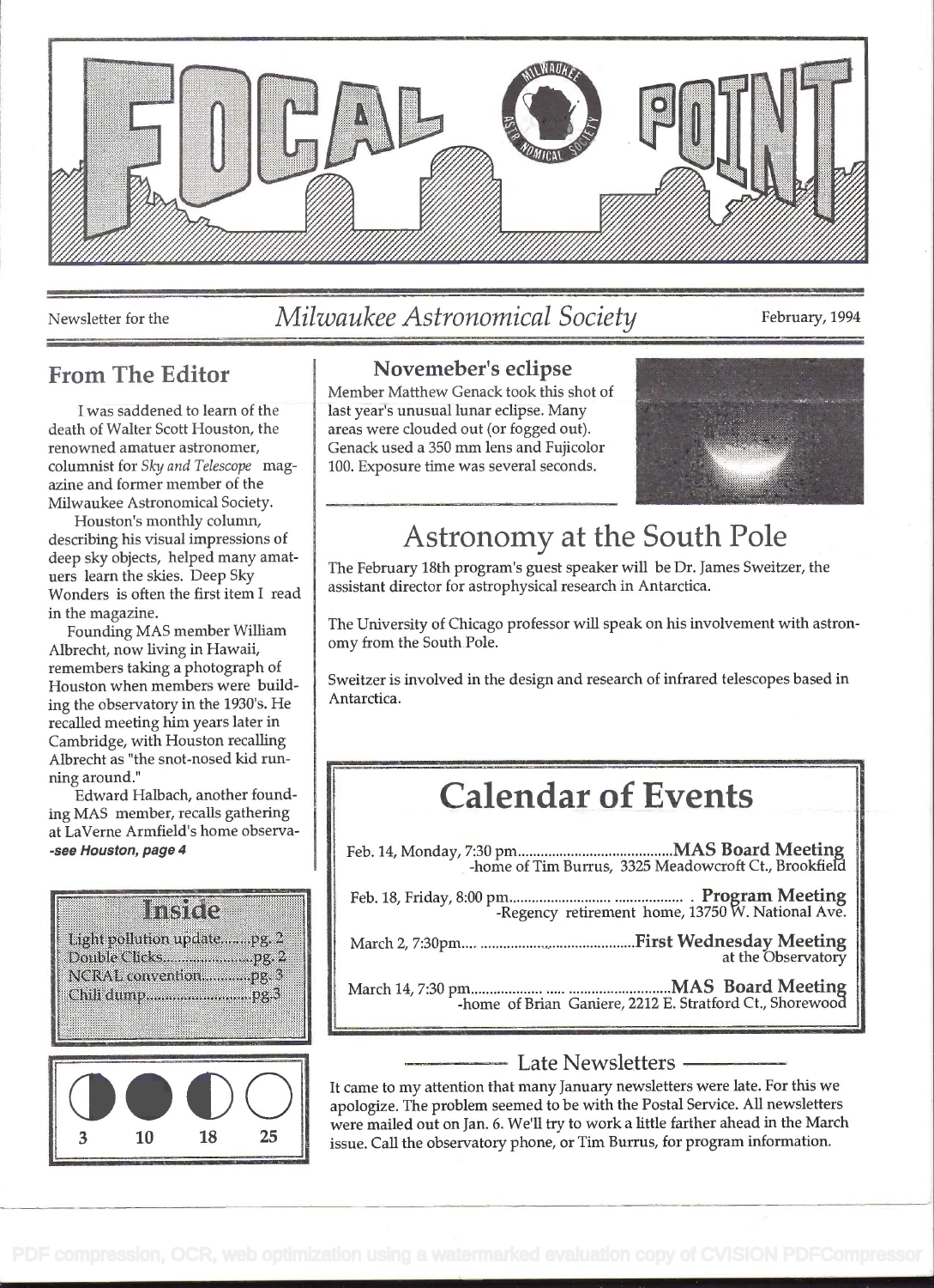# FOCAL POINT

Newsletter for the *Milwaukee Astronomical Society* February, 1994

## From The Editor

I was saddened to learn of the death of Walter Scott Houston, the renowned amatuer astronomer, columnist for *Sky and Telescope* magazine and former member of the Milwaukee Astronomical Society.

Houston's monthly column, describing his visual impressions of deep sky objects, helped many amatuers learn the skies. Deep Sky Wonders is often the first item I read in the magazine.

Founding MAS member William Albrecht, now living in Hawaii, remembers taking a photograph of Houston when members were building the observatory in the 1930's. He recalled meeting him years later in Cambridge, with Houston recalling Albrecht as "the snot-nosed kid running around."

Edward Halbach, another founding MAS member, recalls gathering at LaVerne Armfield's home observa-

***-see Houston, page 4***

### Inside

- Light pollution update........pg. 2
- Double Clicks......................pg. 2
- NCRAL convention.............pg. 3
- Chili dump...........................pg. 3

| 3 | 10 | 18 | 25 |
|---|---|---|---|

### Novemeber's eclipse

Member Matthew Genack took this shot of last year's unusual lunar eclipse. Many areas were clouded out (or fogged out). Genack used a 350 mm lens and Fujicolor 100. Exposure time was several seconds.

## Astronomy at the South Pole

The February 18th program's guest speaker will be Dr. James Sweitzer, the assistant director for astrophysical research in Antarctica.

The University of Chicago professor will speak on his involvement with astronomy from the South Pole.

Sweitzer is involved in the design and research of infrared telescopes based in Antarctica.

## Calendar of Events

Feb. 14, Monday, 7:30 pm.......................................**MAS Board Meeting**
-home of Tim Burrus, 3325 Meadowcroft Ct., Brookfield

Feb. 18, Friday, 8:00 pm........................... .................. . **Program Meeting**
-Regency retirement home, 13750 W. National Ave.

March 2, 7:30pm.... .......................................**First Wednesday Meeting**
at the Observatory

March 14, 7:30 pm................... ..... ..........................**MAS Board Meeting**
-home of Brian Ganiere, 2212 E. Stratford Ct., Shorewood

### Late Newsletters

It came to my attention that many January newsletters were late. For this we apologize. The problem seemed to be with the Postal Service. All newsletters were mailed out on Jan. 6. We'll try to work a little farther ahead in the March issue. Call the observatory phone, or Tim Burrus, for program information.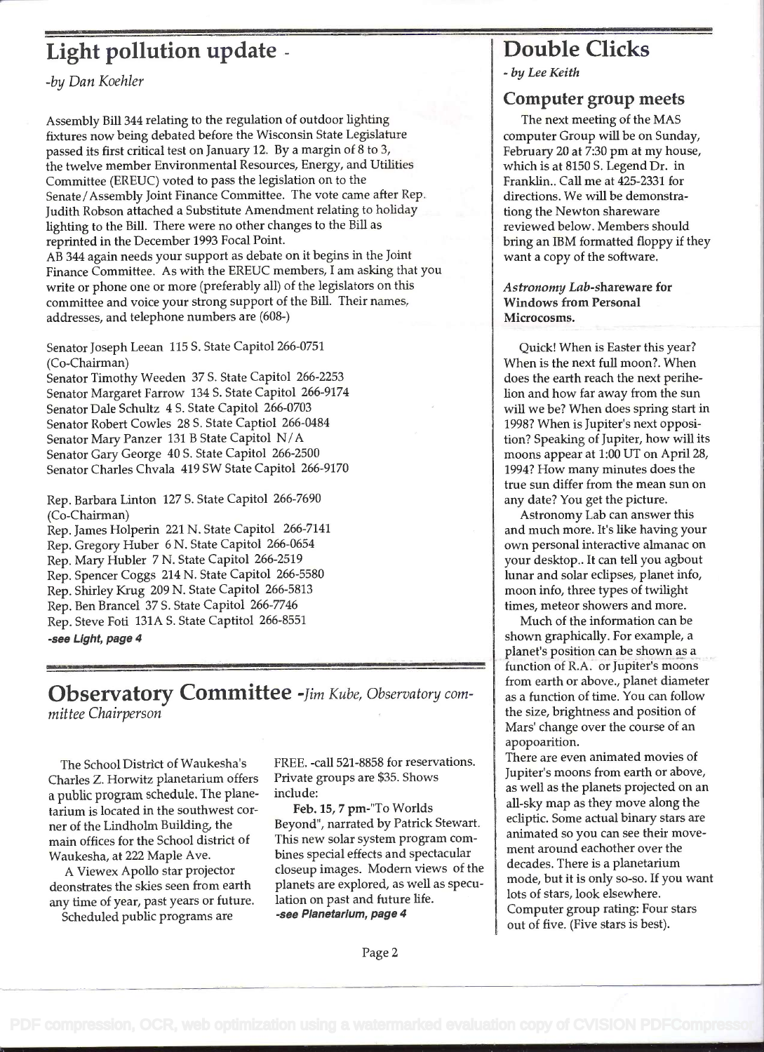# Light pollution update -

*-by Dan Koehler*

Assembly Bill 344 relating to the regulation of outdoor lighting fixtures now being debated before the Wisconsin State Legislature passed its first critical test on January 12. By a margin of 8 to 3, the twelve member Environmental Resources, Energy, and Utilities Committee (EREUC) voted to pass the legislation on to the Senate / Assembly Joint Finance Committee. The vote came after Rep. Judith Robson attached a Substitute Amendment relating to holiday lighting to the Bill. There were no other changes to the Bill as reprinted in the December 1993 Focal Point.

AB 344 again needs your support as debate on it begins in the Joint Finance Committee. As with the EREUC members, I am asking that you write or phone one or more (preferably all) of the legislators on this committee and voice your strong support of the Bill. Their names, addresses, and telephone numbers are (608-)

Senator Joseph Leean 115 S. State Capitol 266-0751 (Co-Chairman)
Senator Timothy Weeden 37 S. State Capitol 266-2253
Senator Margaret Farrow 134 S. State Capitol 266-9174
Senator Dale Schultz 4 S. State Capitol 266-0703
Senator Robert Cowles 28 S. State Captiol 266-0484
Senator Mary Panzer 131 B State Capitol N/A
Senator Gary George 40 S. State Capitol 266-2500
Senator Charles Chvala 419 SW State Capitol 266-9170

Rep. Barbara Linton 127 S. State Capitol 266-7690 (Co-Chairman)
Rep. James Holperin 221 N. State Capitol 266-7141
Rep. Gregory Huber 6 N. State Capitol 266-0654
Rep. Mary Hubler 7 N. State Capitol 266-2519
Rep. Spencer Coggs 214 N. State Capitol 266-5580
Rep. Shirley Krug 209 N. State Capitol 266-5813
Rep. Ben Brancel 37 S. State Capitol 266-7746
Rep. Steve Foti 131A S. State Captitol 266-8551

***-see Light, page 4***

# Observatory Committee -*Jim Kube, Observatory committee Chairperson*

The School District of Waukesha's Charles Z. Horwitz planetarium offers a public program schedule. The planetarium is located in the southwest corner of the Lindholm Building, the main offices for the School district of Waukesha, at 222 Maple Ave.

A Viewex Apollo star projector deonstrates the skies seen from earth any time of year, past years or future.

Scheduled public programs are FREE. -call 521-8858 for reservations. Private groups are $35. Shows include:

**Feb. 15, 7 pm**-"To Worlds Beyond", narrated by Patrick Stewart. This new solar system program combines special effects and spectacular closeup images. Modern views of the planets are explored, as well as speculation on past and future life.

***-see Planetarium, page 4***

# Double Clicks

*- by Lee Keith*

## Computer group meets

The next meeting of the MAS computer Group will be on Sunday, February 20 at 7:30 pm at my house, which is at 8150 S. Legend Dr. in Franklin.. Call me at 425-2331 for directions. We will be demonstrationg the Newton shareware reviewed below. Members should bring an IBM formatted floppy if they want a copy of the software.

***Astronomy Lab*-shareware for Windows from Personal Microcosms.**

Quick! When is Easter this year? When is the next full moon?. When does the earth reach the next perihelion and how far away from the sun will we be? When does spring start in 1998? When is Jupiter's next opposition? Speaking of Jupiter, how will its moons appear at 1:00 UT on April 28, 1994? How many minutes does the true sun differ from the mean sun on any date? You get the picture.

Astronomy Lab can answer this and much more. It's like having your own personal interactive almanac on your desktop.. It can tell you agbout lunar and solar eclipses, planet info, moon info, three types of twilight times, meteor showers and more.

Much of the information can be shown graphically. For example, a planet's position can be shown as a function of R.A. or Jupiter's moons from earth or above., planet diameter as a function of time. You can follow the size, brightness and position of Mars' change over the course of an apopoarition.

There are even animated movies of Jupiter's moons from earth or above, as well as the planets projected on an all-sky map as they move along the ecliptic. Some actual binary stars are animated so you can see their movement around eachother over the decades. There is a planetarium mode, but it is only so-so. If you want lots of stars, look elsewhere.

Computer group rating: Four stars out of five. (Five stars is best).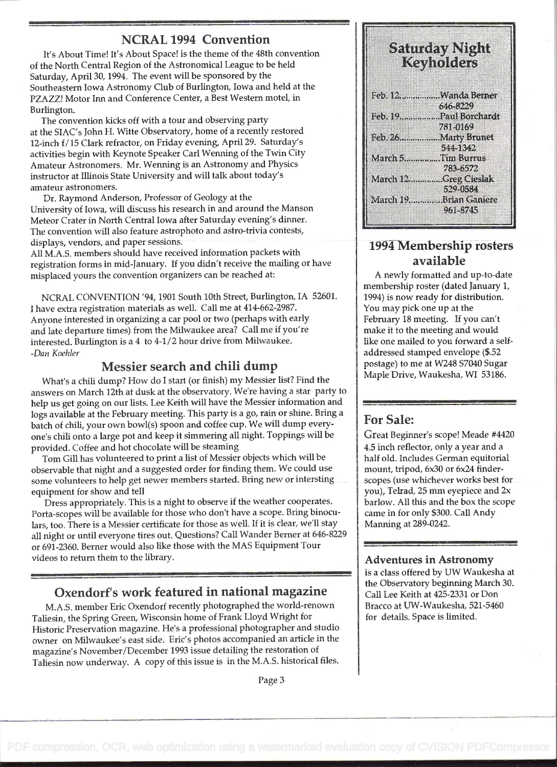## NCRAL 1994 Convention

It's About Time! It's About Space! is the theme of the 48th convention of the North Central Region of the Astronomical League to be held Saturday, April 30, 1994. The event will be sponsored by the Southeastern Iowa Astronomy Club of Burlington, Iowa and held at the PZAZZ! Motor Inn and Conference Center, a Best Western motel, in Burlington.

The convention kicks off with a tour and observing party at the SIAC's John H. Witte Observatory, home of a recently restored 12-inch f/15 Clark refractor, on Friday evening, April 29. Saturday's activities begin with Keynote Speaker Carl Wenning of the Twin City Amateur Astronomers. Mr. Wenning is an Astronomy and Physics instructor at Illinois State University and will talk about today's amateur astronomers.

Dr. Raymond Anderson, Professor of Geology at the University of Iowa, will discuss his research in and around the Manson Meteor Crater in North Central Iowa after Saturday evening's dinner. The convention will also feature astrophoto and astro-trivia contests, displays, vendors, and paper sessions.

All M.A.S. members should have received information packets with registration forms in mid-January. If you didn't receive the mailing or have misplaced yours the convention organizers can be reached at:

NCRAL CONVENTION '94, 1901 South 10th Street, Burlington, IA 52601. I have extra registration materials as well. Call me at 414-662-2987. Anyone interested in organizing a car pool or two (perhaps with early and late departure times) from the Milwaukee area? Call me if you're interested. Burlington is a 4 to 4-1/2 hour drive from Milwaukee.

*-Dan Koehler*

## Messier search and chili dump

What's a chili dump? How do I start (or finish) my Messier list? Find the answers on March 12th at dusk at the observatory. We're having a star party to help us get going on our lists. Lee Keith will have the Messier information and logs available at the February meeting. This party is a go, rain or shine. Bring a batch of chili, your own bowl(s) spoon and coffee cup. We will dump everyone's chili onto a large pot and keep it simmering all night. Toppings will be provided. Coffee and hot chocolate will be steaming

Tom Gill has volunteered to print a list of Messier objects which will be observable that night and a suggested order for finding them. We could use some volunteers to help get newer members started. Bring new or intersting equipment for show and tell

Dress appropriately. This is a night to observe if the weather cooperates. Porta-scopes will be available for those who don't have a scope. Bring binoculars, too. There is a Messier certificate for those as well. If it is clear, we'll stay all night or until everyone tires out. Questions? Call Wander Berner at 646-8229 or 691-2360. Berner would also like those with the MAS Equipment Tour videos to return them to the library.

## Oxendorf's work featured in national magazine

M.A.S. member Eric Oxendorf recently photographed the world-renown Taliesin, the Spring Green, Wisconsin home of Frank Lloyd Wright for Historic Preservation magazine. He's a professional photographer and studio owner on Milwaukee's east side. Eric's photos accompanied an article in the magazine's November/December 1993 issue detailing the restoration of Taliesin now underway. A copy of this issue is in the M.A.S. historical files.

## Saturday Night Keyholders

| | |
|---|---|
| Feb. 12 | Wanda Berner 646-8229 |
| Feb. 19 | Paul Borchardt 781-0169 |
| Feb. 26 | Marty Brunet 544-1342 |
| March 5 | Tim Burrus 783-6572 |
| March 12 | Greg Cieslak 529-0584 |
| March 19 | Brian Ganiere 961-8745 |

## 1994 Membership rosters available

A newly formatted and up-to-date membership roster (dated January 1, 1994) is now ready for distribution. You may pick one up at the February 18 meeting. If you can't make it to the meeting and would like one mailed to you forward a self-addressed stamped envelope ($.52 postage) to me at W248 S7040 Sugar Maple Drive, Waukesha, WI 53186.

## For Sale:

Great Beginner's scope! Meade #4420 4.5 inch reflector, only a year and a half old. Includes German equitorial mount, tripod, 6x30 or 6x24 finderscopes (use whichever works best for you), Telrad, 25 mm eyepiece and 2x barlow. All this and the box the scope came in for only $300. Call Andy Manning at 289-0242.

### Adventures in Astronomy

is a class offered by UW Waukesha at the Observatory beginning March 30. Call Lee Keith at 425-2331 or Don Bracco at UW-Waukesha, 521-5460 for details. Space is limited.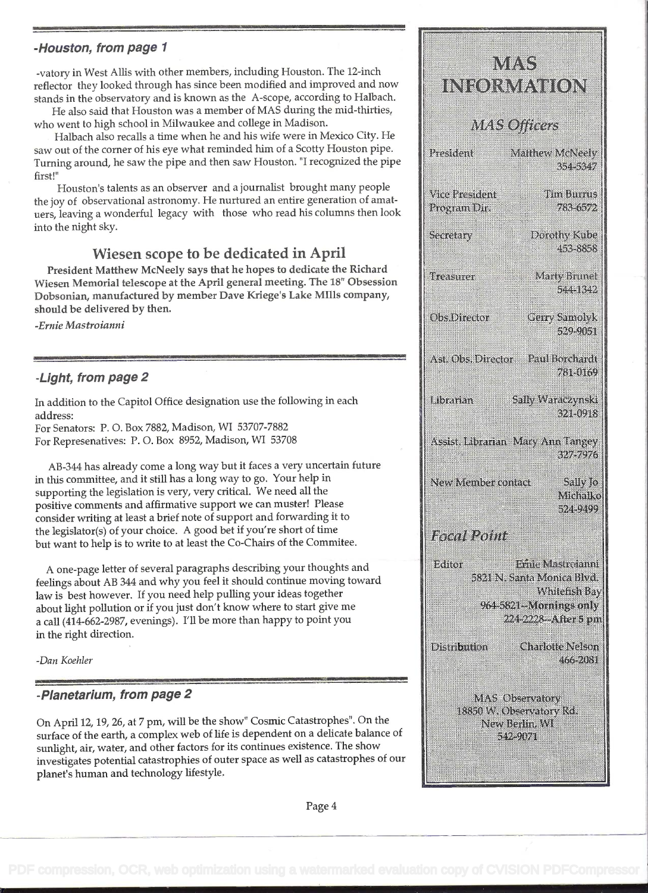### -Houston, from page 1

-vatory in West Allis with other members, including Houston. The 12-inch reflector they looked through has since been modified and improved and now stands in the observatory and is known as the A-scope, according to Halbach.

He also said that Houston was a member of MAS during the mid-thirties, who went to high school in Milwaukee and college in Madison.

Halbach also recalls a time when he and his wife were in Mexico City. He saw out of the corner of his eye what reminded him of a Scotty Houston pipe. Turning around, he saw the pipe and then saw Houston. "I recognized the pipe first!"

Houston's talents as an observer and a journalist brought many people the joy of observational astronomy. He nurtured an entire generation of amateurs, leaving a wonderful legacy with those who read his columns then look into the night sky.

## Wiesen scope to be dedicated in April

**President Matthew McNeely says that he hopes to dedicate the Richard Wiesen Memorial telescope at the April general meeting. The 18" Obsession Dobsonian, manufactured by member Dave Kriege's Lake MIlls company, should be delivered by then.**

*-Ernie Mastroianni*

### -Light, from page 2

In addition to the Capitol Office designation use the following in each address:
For Senators: P. O. Box 7882, Madison, WI 53707-7882
For Represenatives: P. O. Box 8952, Madison, WI 53708

AB-344 has already come a long way but it faces a very uncertain future in this committee, and it still has a long way to go. Your help in supporting the legislation is very, very critical. We need all the positive comments and affirmative support we can muster! Please consider writing at least a brief note of support and forwarding it to the legislator(s) of your choice. A good bet if you're short of time but want to help is to write to at least the Co-Chairs of the Commitee.

A one-page letter of several paragraphs describing your thoughts and feelings about AB 344 and why you feel it should continue moving toward law is best however. If you need help pulling your ideas together about light pollution or if you just don't know where to start give me a call (414-662-2987, evenings). I'll be more than happy to point you in the right direction.

*-Dan Koehler*

### -Planetarium, from page 2

On April 12, 19, 26, at 7 pm, will be the show" Cosmic Catastrophes". On the surface of the earth, a complex web of life is dependent on a delicate balance of sunlight, air, water, and other factors for its continues existence. The show investigates potential catastrophies of outer space as well as catastrophes of our planet's human and technology lifestyle.

## MAS INFORMATION

### *MAS Officers*

President — Matthew McNeely, 354-5347

Vice President / Program Dir. — Tim Burrus, 783-6572

Secretary — Dorothy Kube, 453-8858

Treasurer — Marty Brunet, 544-1342

Obs.Director — Gerry Samolyk, 529-9051

Ast. Obs. Director — Paul Borchardt, 781-0169

Librarian — Sally Waraczynski, 321-0918

Assist. Librarian — Mary Ann Tangey, 327-7976

New Member contact — Sally Jo Michalko, 524-9499

### *Focal Point*

Editor — Ernie Mastroianni, 5821 N. Santa Monica Blvd. Whitefish Bay, 964-5821--Mornings only, 224-2228--After 5 pm

Distribution — Charlotte Nelson, 466-2081

MAS Observatory
18850 W. Observatory Rd.
New Berlin, WI
542-9071